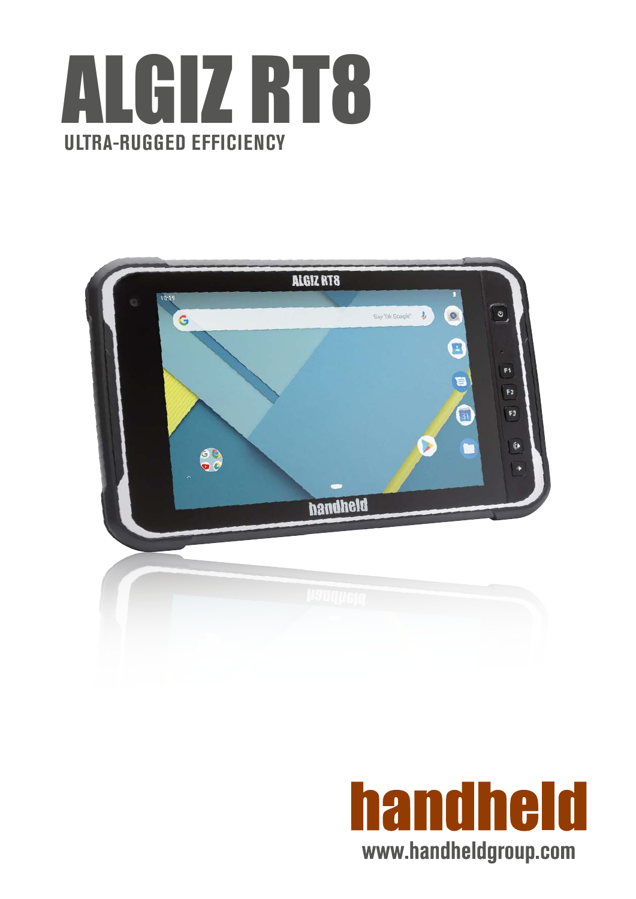# ALGIZ RT8

**ULTRA-RUGGED EFFICIENCY**

handheld

www.handheldgroup.com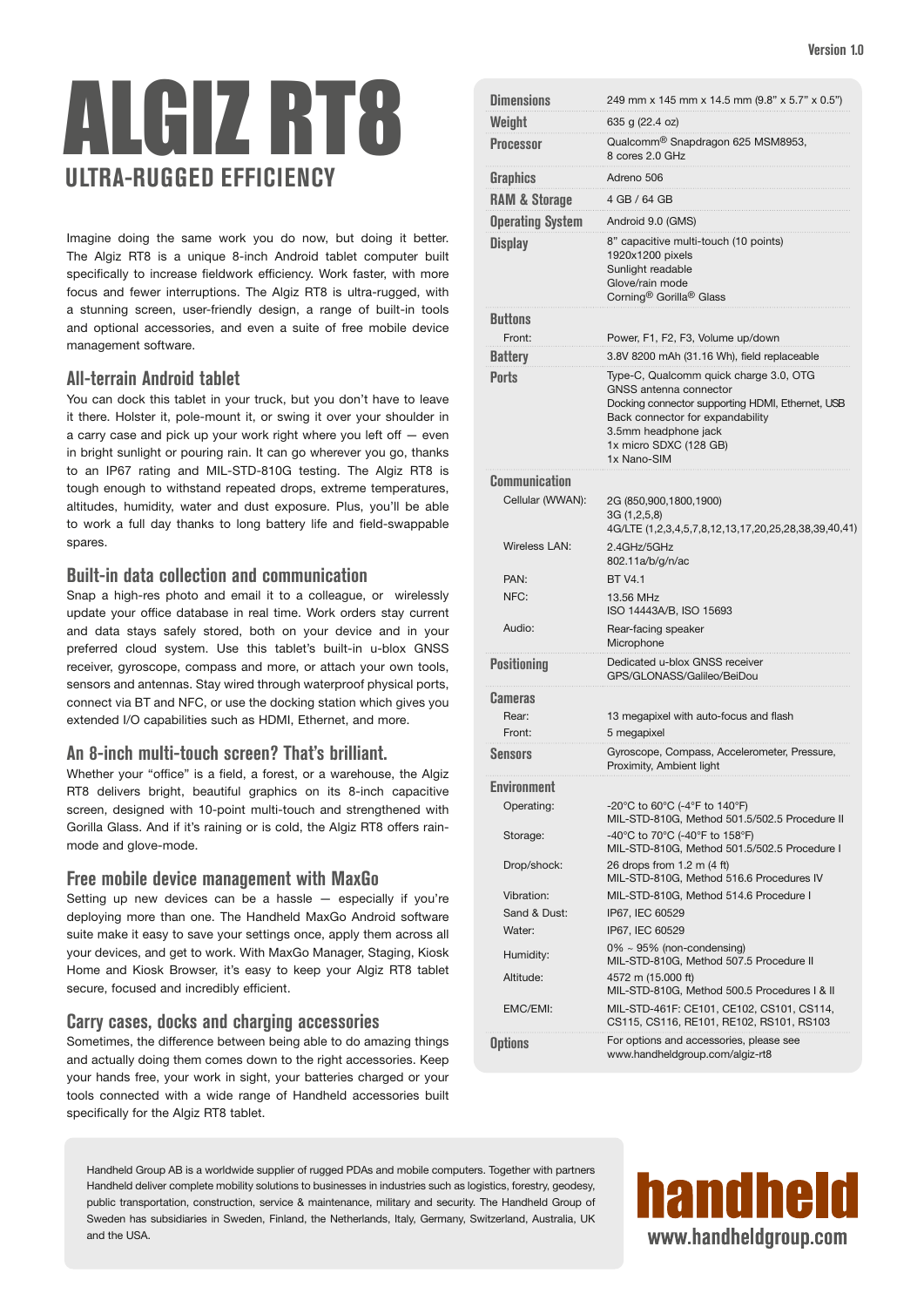# ALGIZ RT8

## ULTRA-RUGGED EFFICIENCY

Imagine doing the same work you do now, but doing it better. The Algiz RT8 is a unique 8-inch Android tablet computer built specifically to increase fieldwork efficiency. Work faster, with more focus and fewer interruptions. The Algiz RT8 is ultra-rugged, with a stunning screen, user-friendly design, a range of built-in tools and optional accessories, and even a suite of free mobile device management software.

### All-terrain Android tablet

You can dock this tablet in your truck, but you don't have to leave it there. Holster it, pole-mount it, or swing it over your shoulder in a carry case and pick up your work right where you left off — even in bright sunlight or pouring rain. It can go wherever you go, thanks to an IP67 rating and MIL-STD-810G testing. The Algiz RT8 is tough enough to withstand repeated drops, extreme temperatures, altitudes, humidity, water and dust exposure. Plus, you'll be able to work a full day thanks to long battery life and field-swappable spares.

### Built-in data collection and communication

Snap a high-res photo and email it to a colleague, or wirelessly update your office database in real time. Work orders stay current and data stays safely stored, both on your device and in your preferred cloud system. Use this tablet's built-in u-blox GNSS receiver, gyroscope, compass and more, or attach your own tools, sensors and antennas. Stay wired through waterproof physical ports, connect via BT and NFC, or use the docking station which gives you extended I/O capabilities such as HDMI, Ethernet, and more.

### An 8-inch multi-touch screen? That's brilliant.

Whether your "office" is a field, a forest, or a warehouse, the Algiz RT8 delivers bright, beautiful graphics on its 8-inch capacitive screen, designed with 10-point multi-touch and strengthened with Gorilla Glass. And if it's raining or is cold, the Algiz RT8 offers rain-mode and glove-mode.

### Free mobile device management with MaxGo

Setting up new devices can be a hassle — especially if you're deploying more than one. The Handheld MaxGo Android software suite make it easy to save your settings once, apply them across all your devices, and get to work. With MaxGo Manager, Staging, Kiosk Home and Kiosk Browser, it's easy to keep your Algiz RT8 tablet secure, focused and incredibly efficient.

### Carry cases, docks and charging accessories

Sometimes, the difference between being able to do amazing things and actually doing them comes down to the right accessories. Keep your hands free, your work in sight, your batteries charged or your tools connected with a wide range of Handheld accessories built specifically for the Algiz RT8 tablet.

| | | |
|---|---|---|
| **Dimensions** | | 249 mm x 145 mm x 14.5 mm (9.8" x 5.7" x 0.5") |
| **Weight** | | 635 g (22.4 oz) |
| **Processor** | | Qualcomm® Snapdragon 625 MSM8953, 8 cores 2.0 GHz |
| **Graphics** | | Adreno 506 |
| **RAM & Storage** | | 4 GB / 64 GB |
| **Operating System** | | Android 9.0 (GMS) |
| **Display** | | 8" capacitive multi-touch (10 points)<br>1920x1200 pixels<br>Sunlight readable<br>Glove/rain mode<br>Corning® Gorilla® Glass |
| **Buttons** | Front: | Power, F1, F2, F3, Volume up/down |
| **Battery** | | 3.8V 8200 mAh (31.16 Wh), field replaceable |
| **Ports** | | Type-C, Qualcomm quick charge 3.0, OTG<br>GNSS antenna connector<br>Docking connector supporting HDMI, Ethernet, USB<br>Back connector for expandability<br>3.5mm headphone jack<br>1x micro SDXC (128 GB)<br>1x Nano-SIM |
| **Communication** | Cellular (WWAN): | 2G (850,900,1800,1900)<br>3G (1,2,5,8)<br>4G/LTE (1,2,3,4,5,7,8,12,13,17,20,25,28,38,39,40,41) |
| | Wireless LAN: | 2.4GHz/5GHz<br>802.11a/b/g/n/ac |
| | PAN: | BT V4.1 |
| | NFC: | 13.56 MHz<br>ISO 14443A/B, ISO 15693 |
| | Audio: | Rear-facing speaker<br>Microphone |
| **Positioning** | | Dedicated u-blox GNSS receiver<br>GPS/GLONASS/Galileo/BeiDou |
| **Cameras** | Rear: | 13 megapixel with auto-focus and flash |
| | Front: | 5 megapixel |
| **Sensors** | | Gyroscope, Compass, Accelerometer, Pressure, Proximity, Ambient light |
| **Environment** | Operating: | -20°C to 60°C (-4°F to 140°F)<br>MIL-STD-810G, Method 501.5/502.5 Procedure II |
| | Storage: | -40°C to 70°C (-40°F to 158°F)<br>MIL-STD-810G, Method 501.5/502.5 Procedure I |
| | Drop/shock: | 26 drops from 1.2 m (4 ft)<br>MIL-STD-810G, Method 516.6 Procedures IV |
| | Vibration: | MIL-STD-810G, Method 514.6 Procedure I |
| | Sand & Dust: | IP67, IEC 60529 |
| | Water: | IP67, IEC 60529 |
| | Humidity: | 0% ~ 95% (non-condensing)<br>MIL-STD-810G, Method 507.5 Procedure II |
| | Altitude: | 4572 m (15.000 ft)<br>MIL-STD-810G, Method 500.5 Procedures I & II |
| | EMC/EMI: | MIL-STD-461F: CE101, CE102, CS101, CS114, CS115, CS116, RE101, RE102, RS101, RS103 |
| **Options** | | For options and accessories, please see www.handheldgroup.com/algiz-rt8 |

Handheld Group AB is a worldwide supplier of rugged PDAs and mobile computers. Together with partners Handheld deliver complete mobility solutions to businesses in industries such as logistics, forestry, geodesy, public transportation, construction, service & maintenance, military and security. The Handheld Group of Sweden has subsidiaries in Sweden, Finland, the Netherlands, Italy, Germany, Switzerland, Australia, UK and the USA.

**handheld**
www.handheldgroup.com